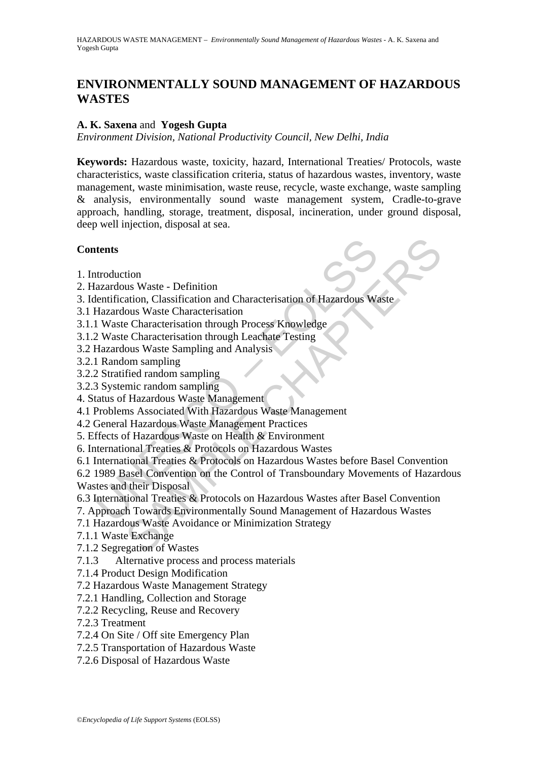# ENVIRONMENTALLY SOUND MANAGEMENT OF HAZARDOUS WASTES

**A. K. Saxena** and **Yogesh Gupta**

*Environment Division, National Productivity Council, New Delhi, India*

**Keywords:** Hazardous waste, toxicity, hazard, International Treaties/ Protocols, waste characteristics, waste classification criteria, status of hazardous wastes, inventory, waste management, waste minimisation, waste reuse, recycle, waste exchange, waste sampling & analysis, environmentally sound waste management system, Cradle-to-grave approach, handling, storage, treatment, disposal, incineration, under ground disposal, deep well injection, disposal at sea.

## Contents

1. Introduction
2. Hazardous Waste - Definition
3. Identification, Classification and Characterisation of Hazardous Waste
3.1 Hazardous Waste Characterisation
3.1.1 Waste Characterisation through Process Knowledge
3.1.2 Waste Characterisation through Leachate Testing
3.2 Hazardous Waste Sampling and Analysis
3.2.1 Random sampling
3.2.2 Stratified random sampling
3.2.3 Systemic random sampling
4. Status of Hazardous Waste Management
4.1 Problems Associated With Hazardous Waste Management
4.2 General Hazardous Waste Management Practices
5. Effects of Hazardous Waste on Health & Environment
6. International Treaties & Protocols on Hazardous Wastes
6.1 International Treaties & Protocols on Hazardous Wastes before Basel Convention
6.2 1989 Basel Convention on the Control of Transboundary Movements of Hazardous Wastes and their Disposal
6.3 International Treaties & Protocols on Hazardous Wastes after Basel Convention
7. Approach Towards Environmentally Sound Management of Hazardous Wastes
7.1 Hazardous Waste Avoidance or Minimization Strategy
7.1.1 Waste Exchange
7.1.2 Segregation of Wastes
7.1.3 Alternative process and process materials
7.1.4 Product Design Modification
7.2 Hazardous Waste Management Strategy
7.2.1 Handling, Collection and Storage
7.2.2 Recycling, Reuse and Recovery
7.2.3 Treatment
7.2.4 On Site / Off site Emergency Plan
7.2.5 Transportation of Hazardous Waste
7.2.6 Disposal of Hazardous Waste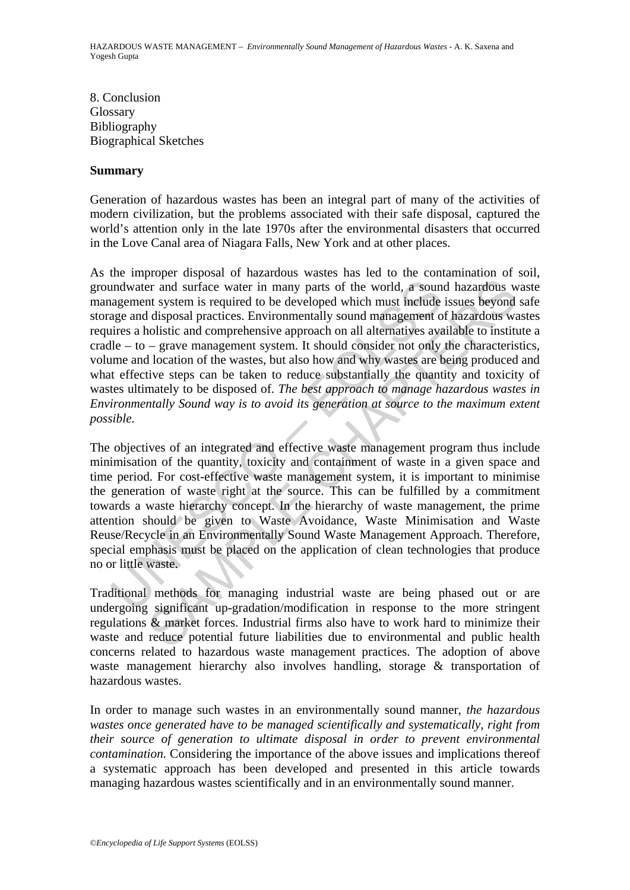8. Conclusion
Glossary
Bibliography
Biographical Sketches

## Summary

Generation of hazardous wastes has been an integral part of many of the activities of modern civilization, but the problems associated with their safe disposal, captured the world's attention only in the late 1970s after the environmental disasters that occurred in the Love Canal area of Niagara Falls, New York and at other places.

As the improper disposal of hazardous wastes has led to the contamination of soil, groundwater and surface water in many parts of the world, a sound hazardous waste management system is required to be developed which must include issues beyond safe storage and disposal practices. Environmentally sound management of hazardous wastes requires a holistic and comprehensive approach on all alternatives available to institute a cradle – to – grave management system. It should consider not only the characteristics, volume and location of the wastes, but also how and why wastes are being produced and what effective steps can be taken to reduce substantially the quantity and toxicity of wastes ultimately to be disposed of. *The best approach to manage hazardous wastes in Environmentally Sound way is to avoid its generation at source to the maximum extent possible.*

The objectives of an integrated and effective waste management program thus include minimisation of the quantity, toxicity and containment of waste in a given space and time period. For cost-effective waste management system, it is important to minimise the generation of waste right at the source. This can be fulfilled by a commitment towards a waste hierarchy concept. In the hierarchy of waste management, the prime attention should be given to Waste Avoidance, Waste Minimisation and Waste Reuse/Recycle in an Environmentally Sound Waste Management Approach. Therefore, special emphasis must be placed on the application of clean technologies that produce no or little waste.

Traditional methods for managing industrial waste are being phased out or are undergoing significant up-gradation/modification in response to the more stringent regulations & market forces. Industrial firms also have to work hard to minimize their waste and reduce potential future liabilities due to environmental and public health concerns related to hazardous waste management practices. The adoption of above waste management hierarchy also involves handling, storage & transportation of hazardous wastes.

In order to manage such wastes in an environmentally sound manner, *the hazardous wastes once generated have to be managed scientifically and systematically, right from their source of generation to ultimate disposal in order to prevent environmental contamination.* Considering the importance of the above issues and implications thereof a systematic approach has been developed and presented in this article towards managing hazardous wastes scientifically and in an environmentally sound manner.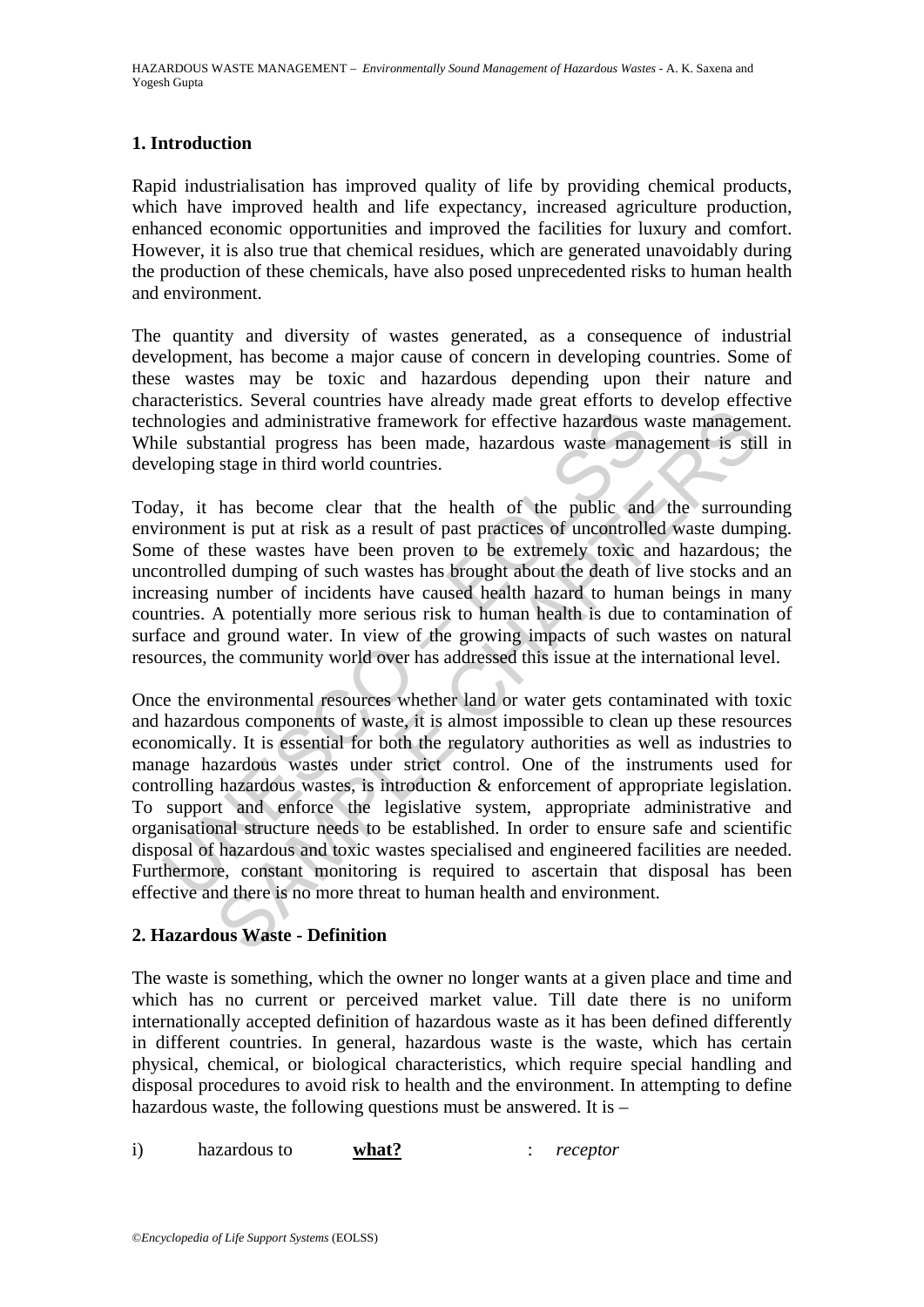## 1. Introduction

Rapid industrialisation has improved quality of life by providing chemical products, which have improved health and life expectancy, increased agriculture production, enhanced economic opportunities and improved the facilities for luxury and comfort. However, it is also true that chemical residues, which are generated unavoidably during the production of these chemicals, have also posed unprecedented risks to human health and environment.

The quantity and diversity of wastes generated, as a consequence of industrial development, has become a major cause of concern in developing countries. Some of these wastes may be toxic and hazardous depending upon their nature and characteristics. Several countries have already made great efforts to develop effective technologies and administrative framework for effective hazardous waste management. While substantial progress has been made, hazardous waste management is still in developing stage in third world countries.

Today, it has become clear that the health of the public and the surrounding environment is put at risk as a result of past practices of uncontrolled waste dumping. Some of these wastes have been proven to be extremely toxic and hazardous; the uncontrolled dumping of such wastes has brought about the death of live stocks and an increasing number of incidents have caused health hazard to human beings in many countries. A potentially more serious risk to human health is due to contamination of surface and ground water. In view of the growing impacts of such wastes on natural resources, the community world over has addressed this issue at the international level.

Once the environmental resources whether land or water gets contaminated with toxic and hazardous components of waste, it is almost impossible to clean up these resources economically. It is essential for both the regulatory authorities as well as industries to manage hazardous wastes under strict control. One of the instruments used for controlling hazardous wastes, is introduction & enforcement of appropriate legislation. To support and enforce the legislative system, appropriate administrative and organisational structure needs to be established. In order to ensure safe and scientific disposal of hazardous and toxic wastes specialised and engineered facilities are needed. Furthermore, constant monitoring is required to ascertain that disposal has been effective and there is no more threat to human health and environment.

## 2. Hazardous Waste - Definition

The waste is something, which the owner no longer wants at a given place and time and which has no current or perceived market value. Till date there is no uniform internationally accepted definition of hazardous waste as it has been defined differently in different countries. In general, hazardous waste is the waste, which has certain physical, chemical, or biological characteristics, which require special handling and disposal procedures to avoid risk to health and the environment. In attempting to define hazardous waste, the following questions must be answered. It is –

i) hazardous to **what?** : *receptor*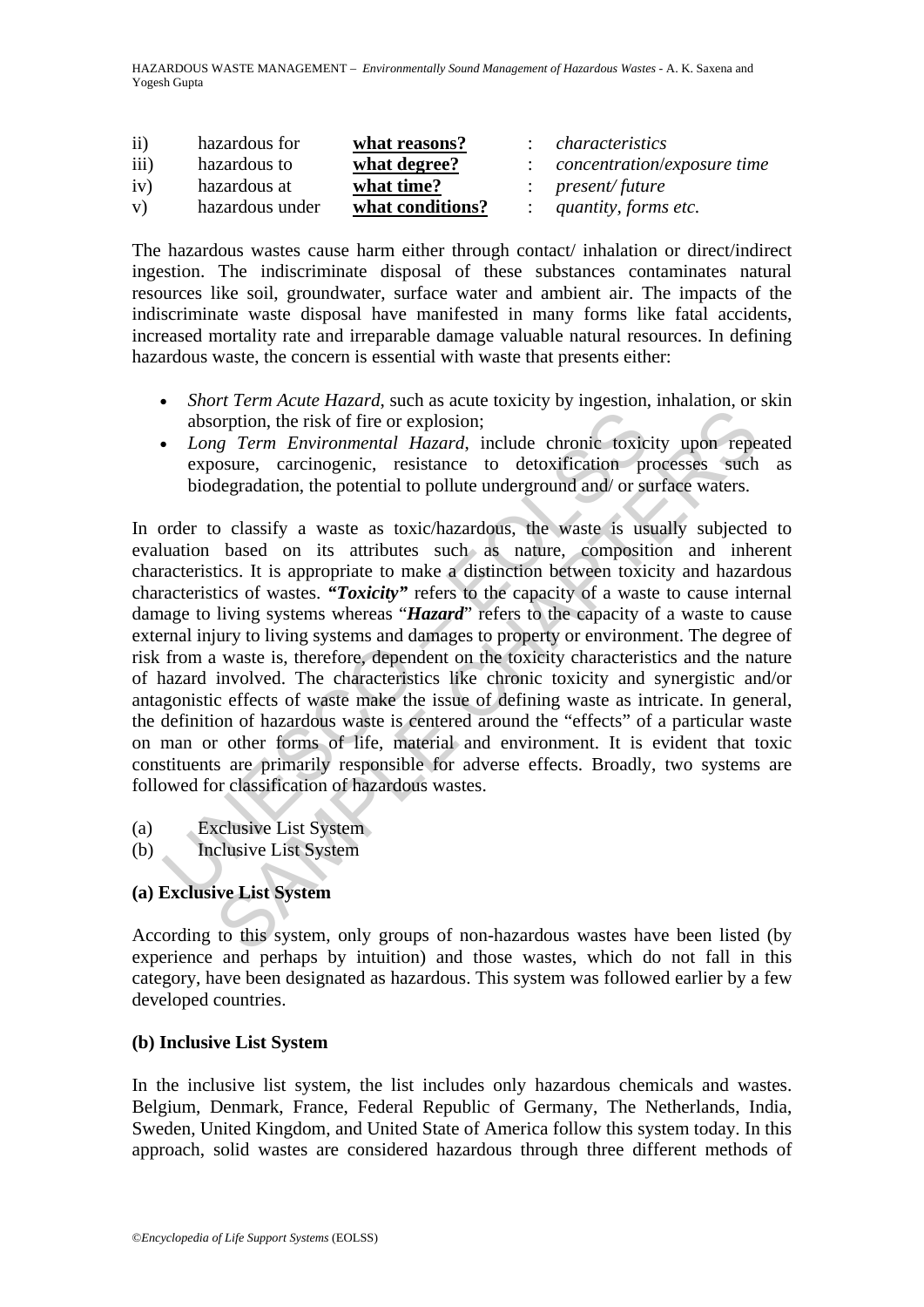| ii) | hazardous for | **what reasons?** | : | *characteristics* |
|---|---|---|---|---|
| iii) | hazardous to | **what degree?** | : | *concentration/exposure time* |
| iv) | hazardous at | **what time?** | : | *present/ future* |
| v) | hazardous under | **what conditions?** | : | *quantity, forms etc.* |

The hazardous wastes cause harm either through contact/ inhalation or direct/indirect ingestion. The indiscriminate disposal of these substances contaminates natural resources like soil, groundwater, surface water and ambient air. The impacts of the indiscriminate waste disposal have manifested in many forms like fatal accidents, increased mortality rate and irreparable damage valuable natural resources. In defining hazardous waste, the concern is essential with waste that presents either:

- *Short Term Acute Hazard*, such as acute toxicity by ingestion, inhalation, or skin absorption, the risk of fire or explosion;
- *Long Term Environmental Hazard*, include chronic toxicity upon repeated exposure, carcinogenic, resistance to detoxification processes such as biodegradation, the potential to pollute underground and/ or surface waters.

In order to classify a waste as toxic/hazardous, the waste is usually subjected to evaluation based on its attributes such as nature, composition and inherent characteristics. It is appropriate to make a distinction between toxicity and hazardous characteristics of wastes. ***"Toxicity"*** refers to the capacity of a waste to cause internal damage to living systems whereas "***Hazard***" refers to the capacity of a waste to cause external injury to living systems and damages to property or environment. The degree of risk from a waste is, therefore, dependent on the toxicity characteristics and the nature of hazard involved. The characteristics like chronic toxicity and synergistic and/or antagonistic effects of waste make the issue of defining waste as intricate. In general, the definition of hazardous waste is centered around the "effects" of a particular waste on man or other forms of life, material and environment. It is evident that toxic constituents are primarily responsible for adverse effects. Broadly, two systems are followed for classification of hazardous wastes.

(a) Exclusive List System
(b) Inclusive List System

### (a) Exclusive List System

According to this system, only groups of non-hazardous wastes have been listed (by experience and perhaps by intuition) and those wastes, which do not fall in this category, have been designated as hazardous. This system was followed earlier by a few developed countries.

### (b) Inclusive List System

In the inclusive list system, the list includes only hazardous chemicals and wastes. Belgium, Denmark, France, Federal Republic of Germany, The Netherlands, India, Sweden, United Kingdom, and United State of America follow this system today. In this approach, solid wastes are considered hazardous through three different methods of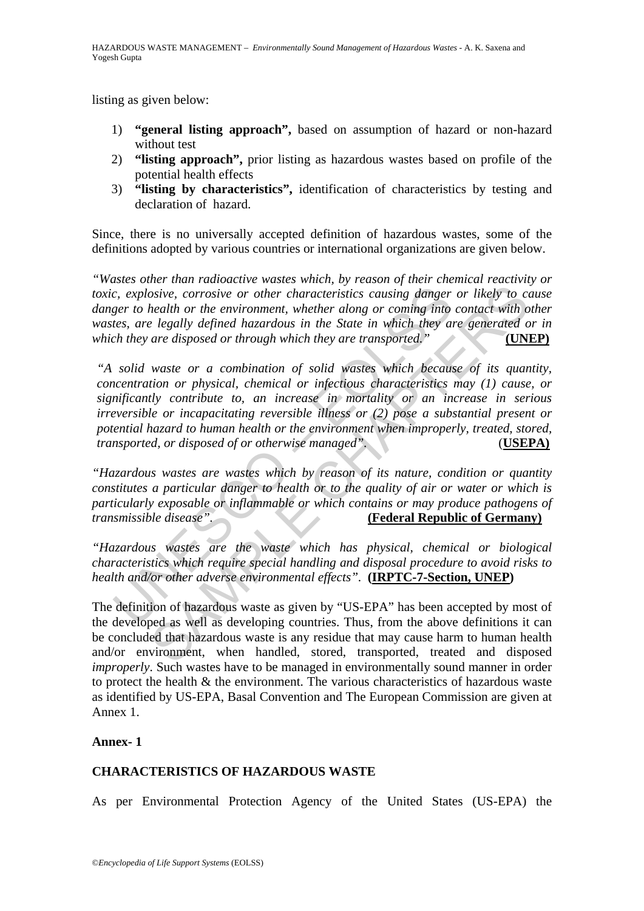listing as given below:

1) **"general listing approach",** based on assumption of hazard or non-hazard without test
2) **"listing approach",** prior listing as hazardous wastes based on profile of the potential health effects
3) **"listing by characteristics",** identification of characteristics by testing and declaration of hazard.

Since, there is no universally accepted definition of hazardous wastes, some of the definitions adopted by various countries or international organizations are given below.

*"Wastes other than radioactive wastes which, by reason of their chemical reactivity or toxic, explosive, corrosive or other characteristics causing danger or likely to cause danger to health or the environment, whether along or coming into contact with other wastes, are legally defined hazardous in the State in which they are generated or in which they are disposed or through which they are transported."* **(UNEP)**

*"A solid waste or a combination of solid wastes which because of its quantity, concentration or physical, chemical or infectious characteristics may (1) cause, or significantly contribute to, an increase in mortality or an increase in serious irreversible or incapacitating reversible illness or (2) pose a substantial present or potential hazard to human health or the environment when improperly, treated, stored, transported, or disposed of or otherwise managed".* (**USEPA)**

*"Hazardous wastes are wastes which by reason of its nature, condition or quantity constitutes a particular danger to health or to the quality of air or water or which is particularly exposable or inflammable or which contains or may produce pathogens of transmissible disease".* **(Federal Republic of Germany)**

*"Hazardous wastes are the waste which has physical, chemical or biological characteristics which require special handling and disposal procedure to avoid risks to health and/or other adverse environmental effects".* **(IRPTC-7-Section, UNEP)**

The definition of hazardous waste as given by "US-EPA" has been accepted by most of the developed as well as developing countries. Thus, from the above definitions it can be concluded that hazardous waste is any residue that may cause harm to human health and/or environment, when handled, stored, transported, treated and disposed *improperly*. Such wastes have to be managed in environmentally sound manner in order to protect the health & the environment. The various characteristics of hazardous waste as identified by US-EPA, Basal Convention and The European Commission are given at Annex 1.

## Annex- 1

## CHARACTERISTICS OF HAZARDOUS WASTE

As per Environmental Protection Agency of the United States (US-EPA) the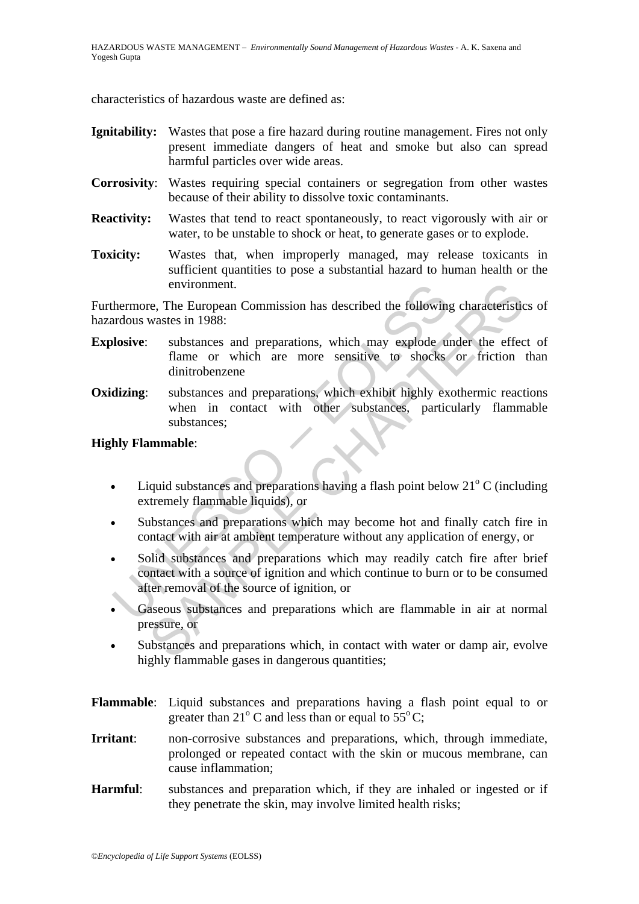characteristics of hazardous waste are defined as:

**Ignitability:** Wastes that pose a fire hazard during routine management. Fires not only present immediate dangers of heat and smoke but also can spread harmful particles over wide areas.

**Corrosivity**: Wastes requiring special containers or segregation from other wastes because of their ability to dissolve toxic contaminants.

**Reactivity:** Wastes that tend to react spontaneously, to react vigorously with air or water, to be unstable to shock or heat, to generate gases or to explode.

**Toxicity:** Wastes that, when improperly managed, may release toxicants in sufficient quantities to pose a substantial hazard to human health or the environment.

Furthermore, The European Commission has described the following characteristics of hazardous wastes in 1988:

**Explosive**: substances and preparations, which may explode under the effect of flame or which are more sensitive to shocks or friction than dinitrobenzene

**Oxidizing**: substances and preparations, which exhibit highly exothermic reactions when in contact with other substances, particularly flammable substances;

**Highly Flammable**:

- Liquid substances and preparations having a flash point below $21^{o}$ C (including extremely flammable liquids), or
- Substances and preparations which may become hot and finally catch fire in contact with air at ambient temperature without any application of energy, or
- Solid substances and preparations which may readily catch fire after brief contact with a source of ignition and which continue to burn or to be consumed after removal of the source of ignition, or
- Gaseous substances and preparations which are flammable in air at normal pressure, or
- Substances and preparations which, in contact with water or damp air, evolve highly flammable gases in dangerous quantities;

**Flammable**: Liquid substances and preparations having a flash point equal to or greater than $21^{o}$ C and less than or equal to $55^{o}$ C;

**Irritant**: non-corrosive substances and preparations, which, through immediate, prolonged or repeated contact with the skin or mucous membrane, can cause inflammation;

**Harmful**: substances and preparation which, if they are inhaled or ingested or if they penetrate the skin, may involve limited health risks;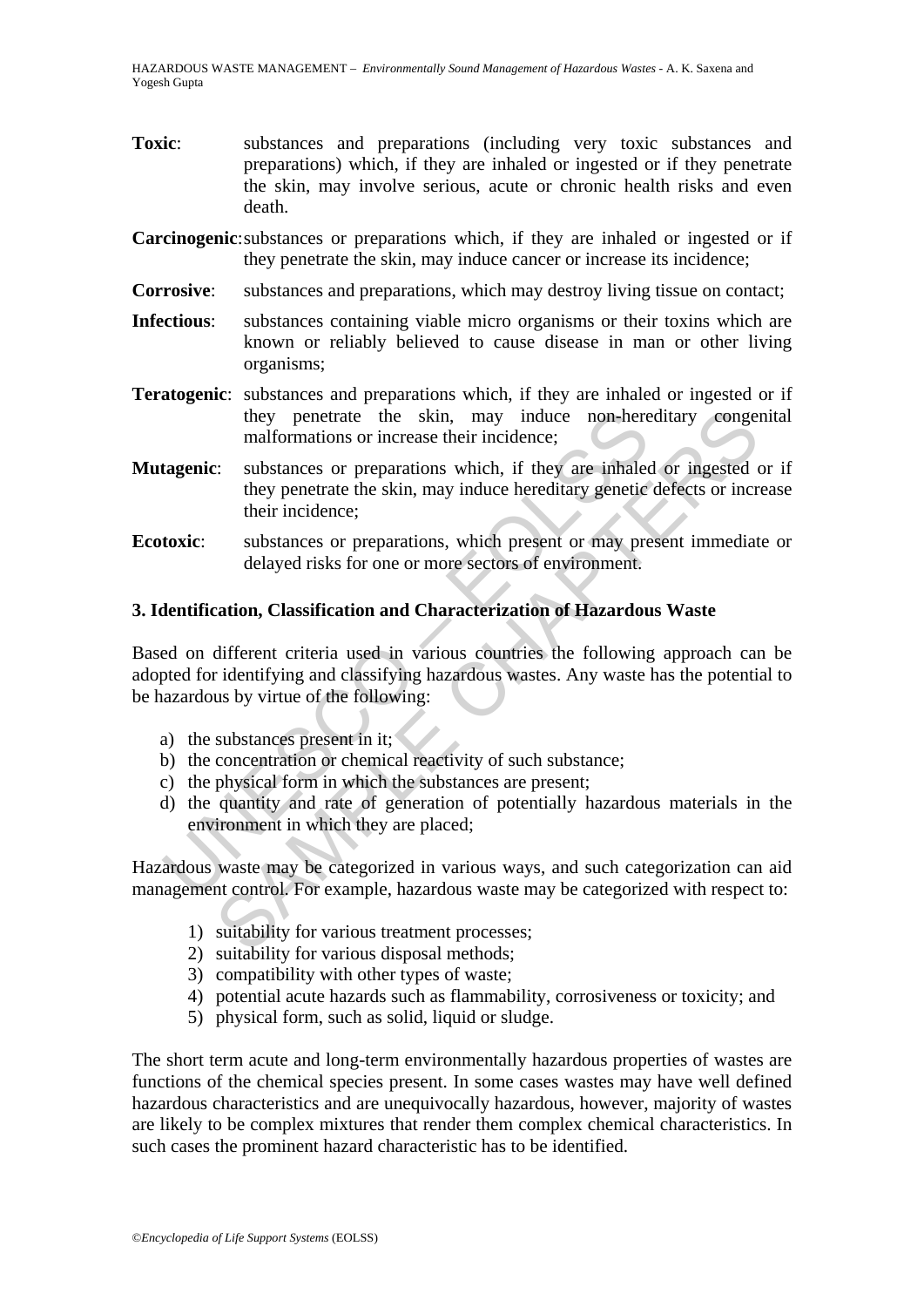**Toxic**: substances and preparations (including very toxic substances and preparations) which, if they are inhaled or ingested or if they penetrate the skin, may involve serious, acute or chronic health risks and even death.

**Carcinogenic**: substances or preparations which, if they are inhaled or ingested or if they penetrate the skin, may induce cancer or increase its incidence;

**Corrosive**: substances and preparations, which may destroy living tissue on contact;

**Infectious**: substances containing viable micro organisms or their toxins which are known or reliably believed to cause disease in man or other living organisms;

**Teratogenic**: substances and preparations which, if they are inhaled or ingested or if they penetrate the skin, may induce non-hereditary congenital malformations or increase their incidence;

**Mutagenic**: substances or preparations which, if they are inhaled or ingested or if they penetrate the skin, may induce hereditary genetic defects or increase their incidence;

**Ecotoxic**: substances or preparations, which present or may present immediate or delayed risks for one or more sectors of environment.

## 3. Identification, Classification and Characterization of Hazardous Waste

Based on different criteria used in various countries the following approach can be adopted for identifying and classifying hazardous wastes. Any waste has the potential to be hazardous by virtue of the following:

a) the substances present in it;
b) the concentration or chemical reactivity of such substance;
c) the physical form in which the substances are present;
d) the quantity and rate of generation of potentially hazardous materials in the environment in which they are placed;

Hazardous waste may be categorized in various ways, and such categorization can aid management control. For example, hazardous waste may be categorized with respect to:

1) suitability for various treatment processes;
2) suitability for various disposal methods;
3) compatibility with other types of waste;
4) potential acute hazards such as flammability, corrosiveness or toxicity; and
5) physical form, such as solid, liquid or sludge.

The short term acute and long-term environmentally hazardous properties of wastes are functions of the chemical species present. In some cases wastes may have well defined hazardous characteristics and are unequivocally hazardous, however, majority of wastes are likely to be complex mixtures that render them complex chemical characteristics. In such cases the prominent hazard characteristic has to be identified.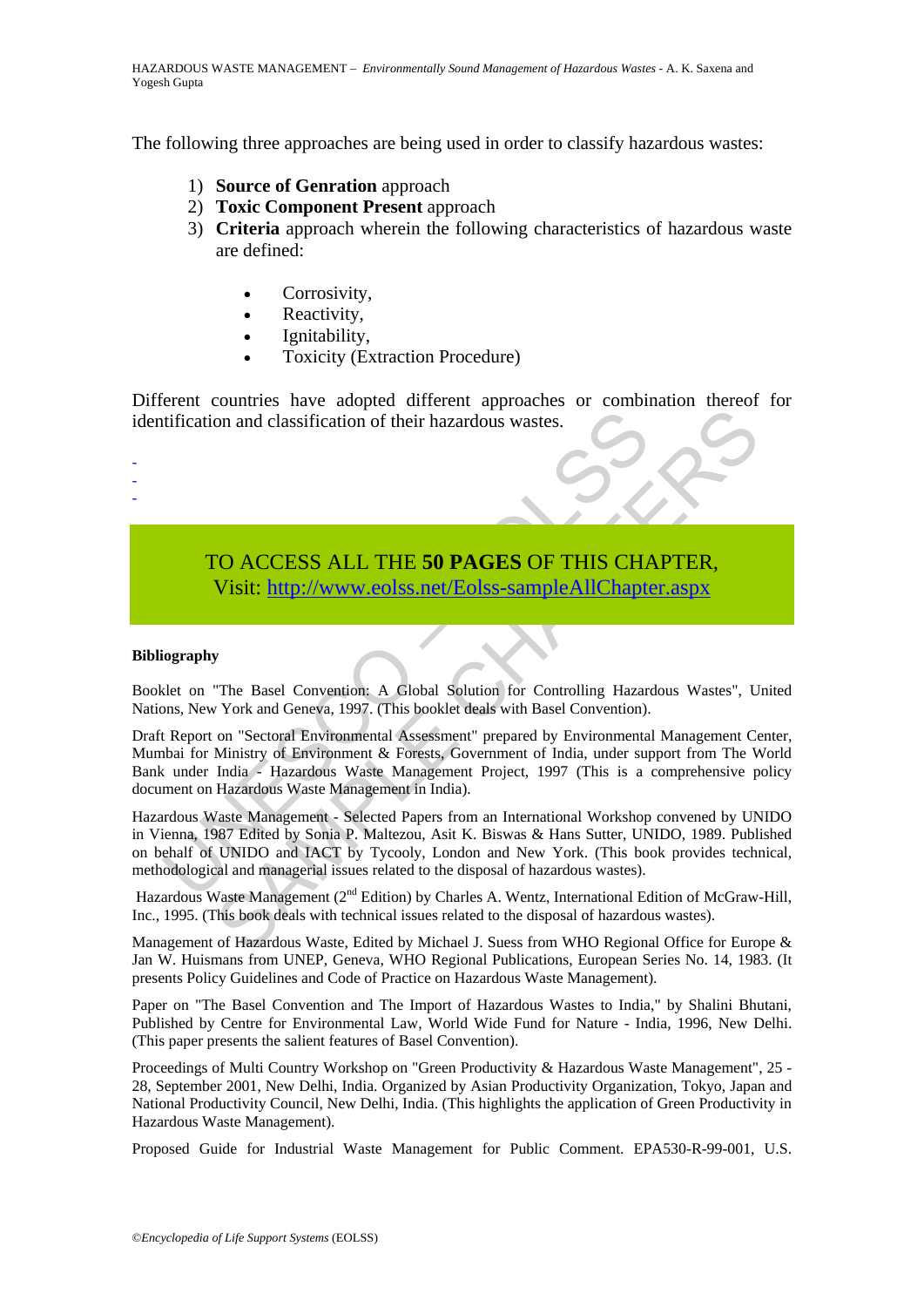The following three approaches are being used in order to classify hazardous wastes:

1) **Source of Genration** approach
2) **Toxic Component Present** approach
3) **Criteria** approach wherein the following characteristics of hazardous waste are defined:

- Corrosivity,
- Reactivity,
- Ignitability,
- Toxicity (Extraction Procedure)

Different countries have adopted different approaches or combination thereof for identification and classification of their hazardous wastes.

-
-
-

TO ACCESS ALL THE **50 PAGES** OF THIS CHAPTER,
Visit: http://www.eolss.net/Eolss-sampleAllChapter.aspx

**Bibliography**

Booklet on "The Basel Convention: A Global Solution for Controlling Hazardous Wastes", United Nations, New York and Geneva, 1997. (This booklet deals with Basel Convention).

Draft Report on "Sectoral Environmental Assessment" prepared by Environmental Management Center, Mumbai for Ministry of Environment & Forests, Government of India, under support from The World Bank under India - Hazardous Waste Management Project, 1997 (This is a comprehensive policy document on Hazardous Waste Management in India).

Hazardous Waste Management - Selected Papers from an International Workshop convened by UNIDO in Vienna, 1987 Edited by Sonia P. Maltezou, Asit K. Biswas & Hans Sutter, UNIDO, 1989. Published on behalf of UNIDO and IACT by Tycooly, London and New York. (This book provides technical, methodological and managerial issues related to the disposal of hazardous wastes).

Hazardous Waste Management (2nd Edition) by Charles A. Wentz, International Edition of McGraw-Hill, Inc., 1995. (This book deals with technical issues related to the disposal of hazardous wastes).

Management of Hazardous Waste, Edited by Michael J. Suess from WHO Regional Office for Europe & Jan W. Huismans from UNEP, Geneva, WHO Regional Publications, European Series No. 14, 1983. (It presents Policy Guidelines and Code of Practice on Hazardous Waste Management).

Paper on "The Basel Convention and The Import of Hazardous Wastes to India," by Shalini Bhutani, Published by Centre for Environmental Law, World Wide Fund for Nature - India, 1996, New Delhi. (This paper presents the salient features of Basel Convention).

Proceedings of Multi Country Workshop on "Green Productivity & Hazardous Waste Management", 25 - 28, September 2001, New Delhi, India. Organized by Asian Productivity Organization, Tokyo, Japan and National Productivity Council, New Delhi, India. (This highlights the application of Green Productivity in Hazardous Waste Management).

Proposed Guide for Industrial Waste Management for Public Comment. EPA530-R-99-001, U.S.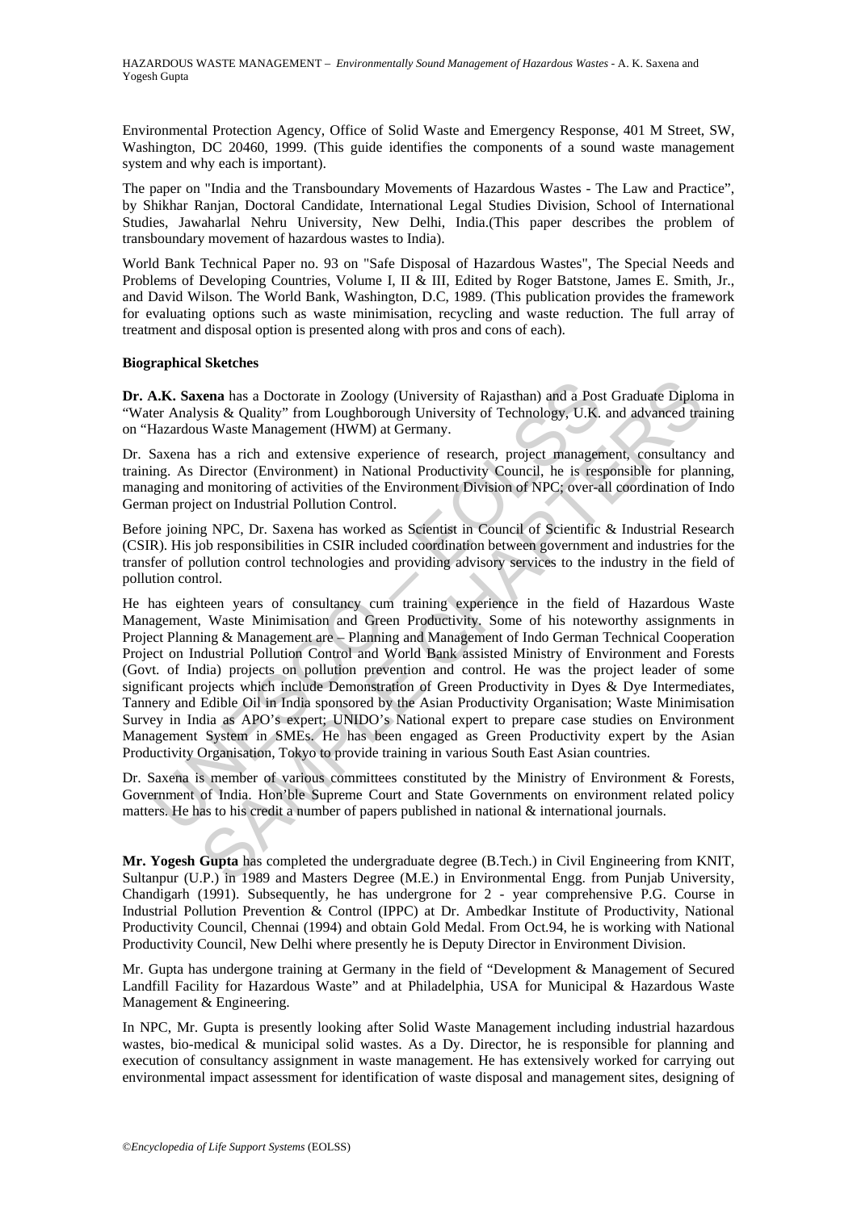Environmental Protection Agency, Office of Solid Waste and Emergency Response, 401 M Street, SW, Washington, DC 20460, 1999. (This guide identifies the components of a sound waste management system and why each is important).

The paper on "India and the Transboundary Movements of Hazardous Wastes - The Law and Practice", by Shikhar Ranjan, Doctoral Candidate, International Legal Studies Division, School of International Studies, Jawaharlal Nehru University, New Delhi, India.(This paper describes the problem of transboundary movement of hazardous wastes to India).

World Bank Technical Paper no. 93 on "Safe Disposal of Hazardous Wastes", The Special Needs and Problems of Developing Countries, Volume I, II & III, Edited by Roger Batstone, James E. Smith, Jr., and David Wilson. The World Bank, Washington, D.C, 1989. (This publication provides the framework for evaluating options such as waste minimisation, recycling and waste reduction. The full array of treatment and disposal option is presented along with pros and cons of each).

**Biographical Sketches**

**Dr. A.K. Saxena** has a Doctorate in Zoology (University of Rajasthan) and a Post Graduate Diploma in "Water Analysis & Quality" from Loughborough University of Technology, U.K. and advanced training on "Hazardous Waste Management (HWM) at Germany.

Dr. Saxena has a rich and extensive experience of research, project management, consultancy and training. As Director (Environment) in National Productivity Council, he is responsible for planning, managing and monitoring of activities of the Environment Division of NPC; over-all coordination of Indo German project on Industrial Pollution Control.

Before joining NPC, Dr. Saxena has worked as Scientist in Council of Scientific & Industrial Research (CSIR). His job responsibilities in CSIR included coordination between government and industries for the transfer of pollution control technologies and providing advisory services to the industry in the field of pollution control.

He has eighteen years of consultancy cum training experience in the field of Hazardous Waste Management, Waste Minimisation and Green Productivity. Some of his noteworthy assignments in Project Planning & Management are – Planning and Management of Indo German Technical Cooperation Project on Industrial Pollution Control and World Bank assisted Ministry of Environment and Forests (Govt. of India) projects on pollution prevention and control. He was the project leader of some significant projects which include Demonstration of Green Productivity in Dyes & Dye Intermediates, Tannery and Edible Oil in India sponsored by the Asian Productivity Organisation; Waste Minimisation Survey in India as APO's expert; UNIDO's National expert to prepare case studies on Environment Management System in SMEs. He has been engaged as Green Productivity expert by the Asian Productivity Organisation, Tokyo to provide training in various South East Asian countries.

Dr. Saxena is member of various committees constituted by the Ministry of Environment & Forests, Government of India. Hon'ble Supreme Court and State Governments on environment related policy matters. He has to his credit a number of papers published in national & international journals.

**Mr. Yogesh Gupta** has completed the undergraduate degree (B.Tech.) in Civil Engineering from KNIT, Sultanpur (U.P.) in 1989 and Masters Degree (M.E.) in Environmental Engg. from Punjab University, Chandigarh (1991). Subsequently, he has undergrone for 2 - year comprehensive P.G. Course in Industrial Pollution Prevention & Control (IPPC) at Dr. Ambedkar Institute of Productivity, National Productivity Council, Chennai (1994) and obtain Gold Medal. From Oct.94, he is working with National Productivity Council, New Delhi where presently he is Deputy Director in Environment Division.

Mr. Gupta has undergone training at Germany in the field of "Development & Management of Secured Landfill Facility for Hazardous Waste" and at Philadelphia, USA for Municipal & Hazardous Waste Management & Engineering.

In NPC, Mr. Gupta is presently looking after Solid Waste Management including industrial hazardous wastes, bio-medical & municipal solid wastes. As a Dy. Director, he is responsible for planning and execution of consultancy assignment in waste management. He has extensively worked for carrying out environmental impact assessment for identification of waste disposal and management sites, designing of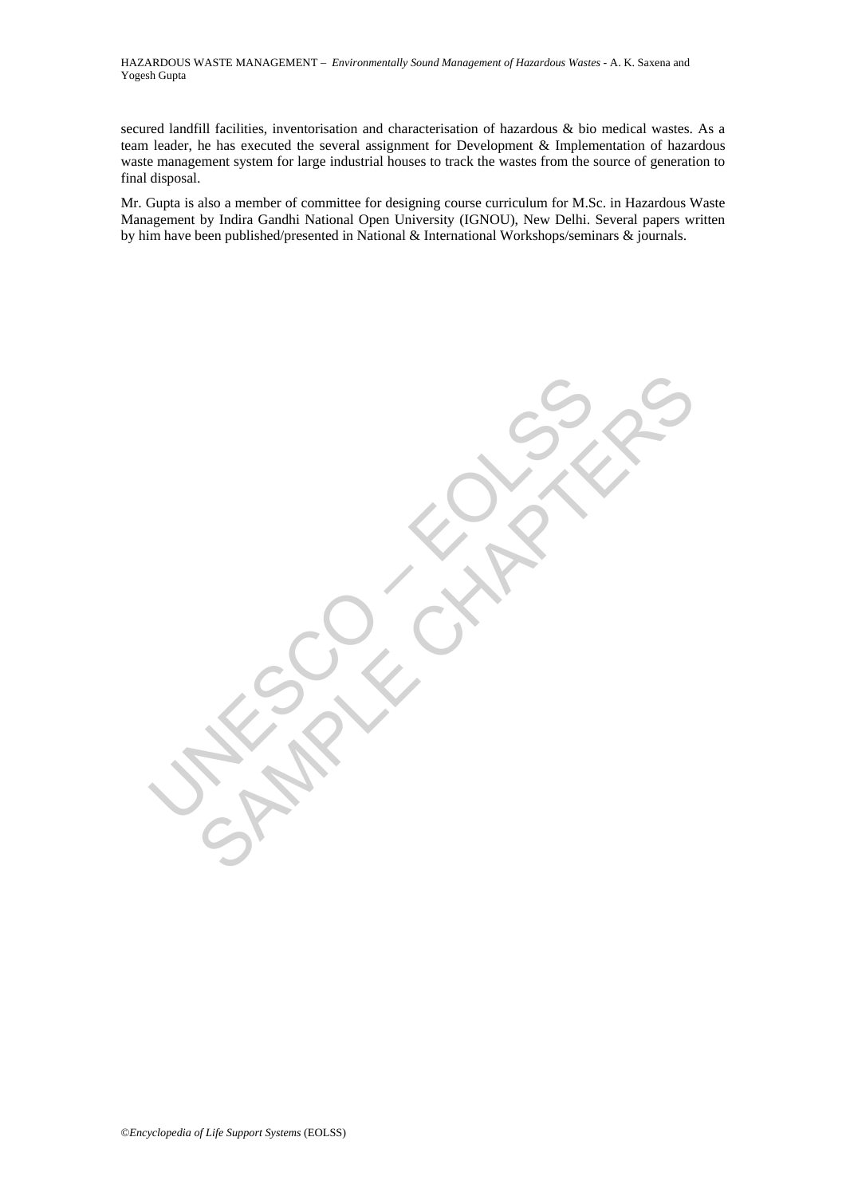secured landfill facilities, inventorisation and characterisation of hazardous & bio medical wastes. As a team leader, he has executed the several assignment for Development & Implementation of hazardous waste management system for large industrial houses to track the wastes from the source of generation to final disposal.

Mr. Gupta is also a member of committee for designing course curriculum for M.Sc. in Hazardous Waste Management by Indira Gandhi National Open University (IGNOU), New Delhi. Several papers written by him have been published/presented in National & International Workshops/seminars & journals.